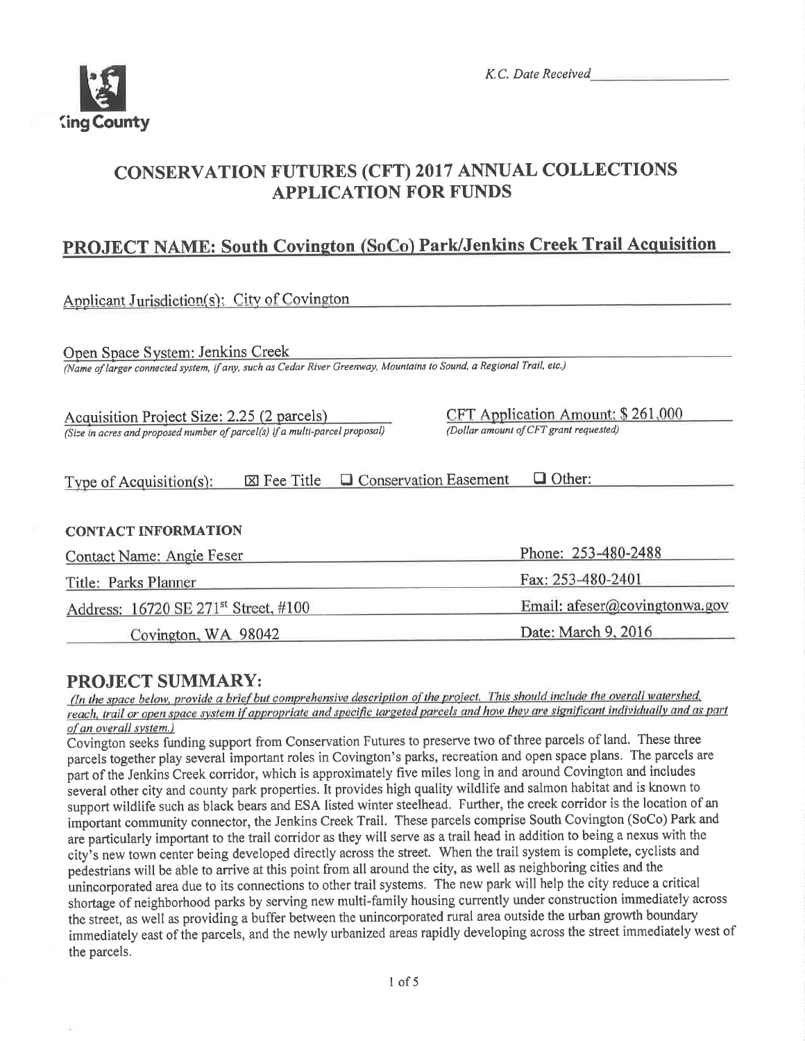King County

*K.C. Date Received*\_\_\_\_\_\_\_\_\_\_\_\_\_\_\_\_\_\_

# CONSERVATION FUTURES (CFT) 2017 ANNUAL COLLECTIONS APPLICATION FOR FUNDS

## PROJECT NAME: South Covington (SoCo) Park/Jenkins Creek Trail Acquisition

Applicant Jurisdiction(s): City of Covington

Open Space System: Jenkins Creek
*(Name of larger connected system, if any, such as Cedar River Greenway, Mountains to Sound, a Regional Trail, etc.)*

Acquisition Project Size: 2.25 (2 parcels)
*(Size in acres and proposed number of parcel(s) if a multi-parcel proposal)*

CFT Application Amount: $ 261,000
*(Dollar amount of CFT grant requested)*

Type of Acquisition(s): ☒ Fee Title ☐ Conservation Easement ☐ Other:

**CONTACT INFORMATION**

| | |
|---|---|
| Contact Name: Angie Feser | Phone: 253-480-2488 |
| Title: Parks Planner | Fax: 253-480-2401 |
| Address: 16720 SE 271st Street, #100 | Email: afeser@covingtonwa.gov |
| Covington, WA 98042 | Date: March 9, 2016 |

## PROJECT SUMMARY:

*(In the space below, provide a brief but comprehensive description of the project. This should include the overall watershed, reach, trail or open space system if appropriate and specific targeted parcels and how they are significant individually and as part of an overall system.)*

Covington seeks funding support from Conservation Futures to preserve two of three parcels of land. These three parcels together play several important roles in Covington's parks, recreation and open space plans. The parcels are part of the Jenkins Creek corridor, which is approximately five miles long in and around Covington and includes several other city and county park properties. It provides high quality wildlife and salmon habitat and is known to support wildlife such as black bears and ESA listed winter steelhead. Further, the creek corridor is the location of an important community connector, the Jenkins Creek Trail. These parcels comprise South Covington (SoCo) Park and are particularly important to the trail corridor as they will serve as a trail head in addition to being a nexus with the city's new town center being developed directly across the street. When the trail system is complete, cyclists and pedestrians will be able to arrive at this point from all around the city, as well as neighboring cities and the unincorporated area due to its connections to other trail systems. The new park will help the city reduce a critical shortage of neighborhood parks by serving new multi-family housing currently under construction immediately across the street, as well as providing a buffer between the unincorporated rural area outside the urban growth boundary immediately east of the parcels, and the newly urbanized areas rapidly developing across the street immediately west of the parcels.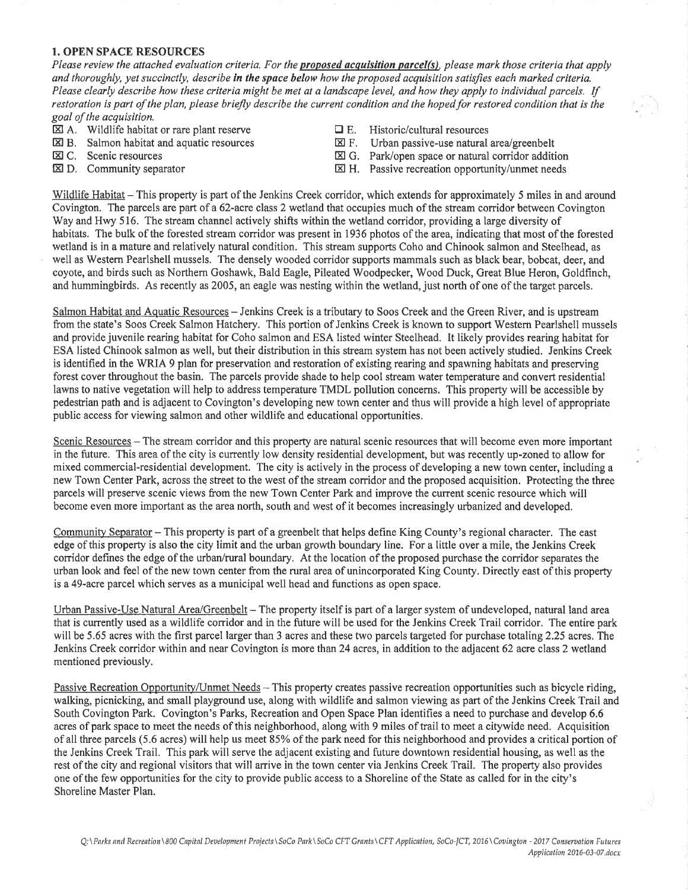## 1. OPEN SPACE RESOURCES

*Please review the attached evaluation criteria. For the* ***proposed acquisition parcel(s)****, please mark those criteria that apply and thoroughly, yet succinctly, describe* ***in the space below*** *how the proposed acquisition satisfies each marked criteria. Please clearly describe how these criteria might be met at a landscape level, and how they apply to individual parcels. If restoration is part of the plan, please briefly describe the current condition and the hoped for restored condition that is the goal of the acquisition.*

- ☒ A. Wildlife habitat or rare plant reserve
- ☒ B. Salmon habitat and aquatic resources
- ☒ C. Scenic resources
- ☒ D. Community separator
- ☐ E. Historic/cultural resources
- ☒ F. Urban passive-use natural area/greenbelt
- ☒ G. Park/open space or natural corridor addition
- ☒ H. Passive recreation opportunity/unmet needs

Wildlife Habitat – This property is part of the Jenkins Creek corridor, which extends for approximately 5 miles in and around Covington. The parcels are part of a 62-acre class 2 wetland that occupies much of the stream corridor between Covington Way and Hwy 516. The stream channel actively shifts within the wetland corridor, providing a large diversity of habitats. The bulk of the forested stream corridor was present in 1936 photos of the area, indicating that most of the forested wetland is in a mature and relatively natural condition. This stream supports Coho and Chinook salmon and Steelhead, as well as Western Pearlshell mussels. The densely wooded corridor supports mammals such as black bear, bobcat, deer, and coyote, and birds such as Northern Goshawk, Bald Eagle, Pileated Woodpecker, Wood Duck, Great Blue Heron, Goldfinch, and hummingbirds. As recently as 2005, an eagle was nesting within the wetland, just north of one of the target parcels.

Salmon Habitat and Aquatic Resources – Jenkins Creek is a tributary to Soos Creek and the Green River, and is upstream from the state's Soos Creek Salmon Hatchery. This portion of Jenkins Creek is known to support Western Pearlshell mussels and provide juvenile rearing habitat for Coho salmon and ESA listed winter Steelhead. It likely provides rearing habitat for ESA listed Chinook salmon as well, but their distribution in this stream system has not been actively studied. Jenkins Creek is identified in the WRIA 9 plan for preservation and restoration of existing rearing and spawning habitats and preserving forest cover throughout the basin. The parcels provide shade to help cool stream water temperature and convert residential lawns to native vegetation will help to address temperature TMDL pollution concerns. This property will be accessible by pedestrian path and is adjacent to Covington's developing new town center and thus will provide a high level of appropriate public access for viewing salmon and other wildlife and educational opportunities.

Scenic Resources – The stream corridor and this property are natural scenic resources that will become even more important in the future. This area of the city is currently low density residential development, but was recently up-zoned to allow for mixed commercial-residential development. The city is actively in the process of developing a new town center, including a new Town Center Park, across the street to the west of the stream corridor and the proposed acquisition. Protecting the three parcels will preserve scenic views from the new Town Center Park and improve the current scenic resource which will become even more important as the area north, south and west of it becomes increasingly urbanized and developed.

Community Separator – This property is part of a greenbelt that helps define King County's regional character. The east edge of this property is also the city limit and the urban growth boundary line. For a little over a mile, the Jenkins Creek corridor defines the edge of the urban/rural boundary. At the location of the proposed purchase the corridor separates the urban look and feel of the new town center from the rural area of unincorporated King County. Directly east of this property is a 49-acre parcel which serves as a municipal well head and functions as open space.

Urban Passive-Use Natural Area/Greenbelt – The property itself is part of a larger system of undeveloped, natural land area that is currently used as a wildlife corridor and in the future will be used for the Jenkins Creek Trail corridor. The entire park will be 5.65 acres with the first parcel larger than 3 acres and these two parcels targeted for purchase totaling 2.25 acres. The Jenkins Creek corridor within and near Covington is more than 24 acres, in addition to the adjacent 62 acre class 2 wetland mentioned previously.

Passive Recreation Opportunity/Unmet Needs – This property creates passive recreation opportunities such as bicycle riding, walking, picnicking, and small playground use, along with wildlife and salmon viewing as part of the Jenkins Creek Trail and South Covington Park. Covington's Parks, Recreation and Open Space Plan identifies a need to purchase and develop 6.6 acres of park space to meet the needs of this neighborhood, along with 9 miles of trail to meet a citywide need. Acquisition of all three parcels (5.6 acres) will help us meet 85% of the park need for this neighborhood and provides a critical portion of the Jenkins Creek Trail. This park will serve the adjacent existing and future downtown residential housing, as well as the rest of the city and regional visitors that will arrive in the town center via Jenkins Creek Trail. The property also provides one of the few opportunities for the city to provide public access to a Shoreline of the State as called for in the city's Shoreline Master Plan.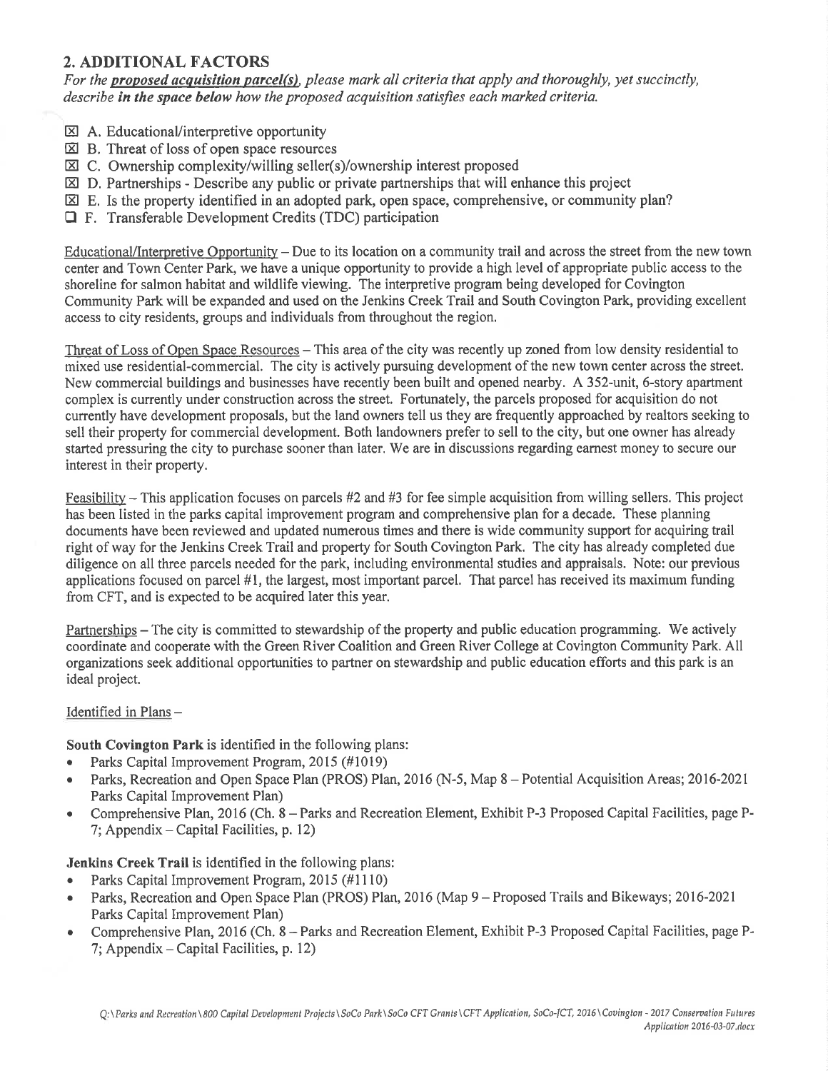## 2. ADDITIONAL FACTORS

*For the **proposed acquisition parcel(s)**, please mark all criteria that apply and thoroughly, yet succinctly, describe **in the space below** how the proposed acquisition satisfies each marked criteria.*

- ☒ A. Educational/interpretive opportunity
- ☒ B. Threat of loss of open space resources
- ☒ C. Ownership complexity/willing seller(s)/ownership interest proposed
- ☒ D. Partnerships - Describe any public or private partnerships that will enhance this project
- ☒ E. Is the property identified in an adopted park, open space, comprehensive, or community plan?
- ☐ F. Transferable Development Credits (TDC) participation

Educational/Interpretive Opportunity – Due to its location on a community trail and across the street from the new town center and Town Center Park, we have a unique opportunity to provide a high level of appropriate public access to the shoreline for salmon habitat and wildlife viewing. The interpretive program being developed for Covington Community Park will be expanded and used on the Jenkins Creek Trail and South Covington Park, providing excellent access to city residents, groups and individuals from throughout the region.

Threat of Loss of Open Space Resources – This area of the city was recently up zoned from low density residential to mixed use residential-commercial. The city is actively pursuing development of the new town center across the street. New commercial buildings and businesses have recently been built and opened nearby. A 352-unit, 6-story apartment complex is currently under construction across the street. Fortunately, the parcels proposed for acquisition do not currently have development proposals, but the land owners tell us they are frequently approached by realtors seeking to sell their property for commercial development. Both landowners prefer to sell to the city, but one owner has already started pressuring the city to purchase sooner than later. We are in discussions regarding earnest money to secure our interest in their property.

Feasibility – This application focuses on parcels #2 and #3 for fee simple acquisition from willing sellers. This project has been listed in the parks capital improvement program and comprehensive plan for a decade. These planning documents have been reviewed and updated numerous times and there is wide community support for acquiring trail right of way for the Jenkins Creek Trail and property for South Covington Park. The city has already completed due diligence on all three parcels needed for the park, including environmental studies and appraisals. Note: our previous applications focused on parcel #1, the largest, most important parcel. That parcel has received its maximum funding from CFT, and is expected to be acquired later this year.

Partnerships – The city is committed to stewardship of the property and public education programming. We actively coordinate and cooperate with the Green River Coalition and Green River College at Covington Community Park. All organizations seek additional opportunities to partner on stewardship and public education efforts and this park is an ideal project.

Identified in Plans –

**South Covington Park** is identified in the following plans:

- Parks Capital Improvement Program, 2015 (#1019)
- Parks, Recreation and Open Space Plan (PROS) Plan, 2016 (N-5, Map 8 – Potential Acquisition Areas; 2016-2021 Parks Capital Improvement Plan)
- Comprehensive Plan, 2016 (Ch. 8 – Parks and Recreation Element, Exhibit P-3 Proposed Capital Facilities, page P-7; Appendix – Capital Facilities, p. 12)

**Jenkins Creek Trail** is identified in the following plans:

- Parks Capital Improvement Program, 2015 (#1110)
- Parks, Recreation and Open Space Plan (PROS) Plan, 2016 (Map 9 – Proposed Trails and Bikeways; 2016-2021 Parks Capital Improvement Plan)
- Comprehensive Plan, 2016 (Ch. 8 – Parks and Recreation Element, Exhibit P-3 Proposed Capital Facilities, page P-7; Appendix – Capital Facilities, p. 12)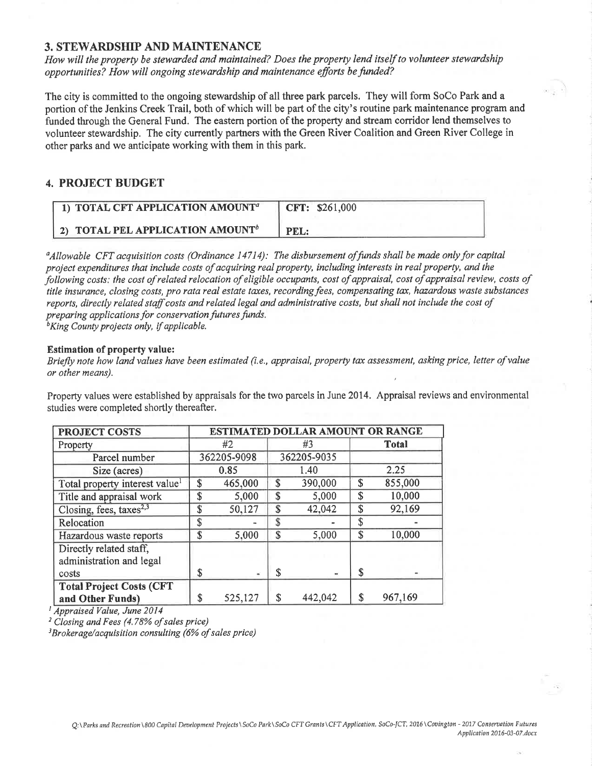## 3. STEWARDSHIP AND MAINTENANCE

*How will the property be stewarded and maintained? Does the property lend itself to volunteer stewardship opportunities? How will ongoing stewardship and maintenance efforts be funded?*

The city is committed to the ongoing stewardship of all three park parcels. They will form SoCo Park and a portion of the Jenkins Creek Trail, both of which will be part of the city's routine park maintenance program and funded through the General Fund. The eastern portion of the property and stream corridor lend themselves to volunteer stewardship. The city currently partners with the Green River Coalition and Green River College in other parks and we anticipate working with them in this park.

## 4. PROJECT BUDGET

| | |
|---|---|
| 1) TOTAL CFT APPLICATION AMOUNT[a] | CFT: $261,000 |
| 2) TOTAL PEL APPLICATION AMOUNT[b] | PEL: |

[a]*Allowable CFT acquisition costs (Ordinance 14714): The disbursement of funds shall be made only for capital project expenditures that include costs of acquiring real property, including interests in real property, and the following costs: the cost of related relocation of eligible occupants, cost of appraisal, cost of appraisal review, costs of title insurance, closing costs, pro rata real estate taxes, recording fees, compensating tax, hazardous waste substances reports, directly related staff costs and related legal and administrative costs, but shall not include the cost of preparing applications for conservation futures funds.*
[b]*King County projects only, if applicable.*

**Estimation of property value:**
*Briefly note how land values have been estimated (i.e., appraisal, property tax assessment, asking price, letter of value or other means).*

Property values were established by appraisals for the two parcels in June 2014. Appraisal reviews and environmental studies were completed shortly thereafter.

| PROJECT COSTS | ESTIMATED DOLLAR AMOUNT OR RANGE | | |
|---|---|---|---|
| Property | #2 | #3 | Total |
| Parcel number | 362205-9098 | 362205-9035 | |
| Size (acres) | 0.85 | 1.40 | 2.25 |
| Total property interest value[1] | $ 465,000 | $ 390,000 | $ 855,000 |
| Title and appraisal work | $ 5,000 | $ 5,000 | $ 10,000 |
| Closing, fees, taxes[2,3] | $ 50,127 | $ 42,042 | $ 92,169 |
| Relocation | $ - | $ - | $ - |
| Hazardous waste reports | $ 5,000 | $ 5,000 | $ 10,000 |
| Directly related staff, administration and legal costs | $ - | $ - | $ - |
| **Total Project Costs (CFT and Other Funds)** | $ 525,127 | $ 442,042 | $ 967,169 |

[1] *Appraised Value, June 2014*
[2] *Closing and Fees (4.78% of sales price)*
[3]*Brokerage/acquisition consulting (6% of sales price)*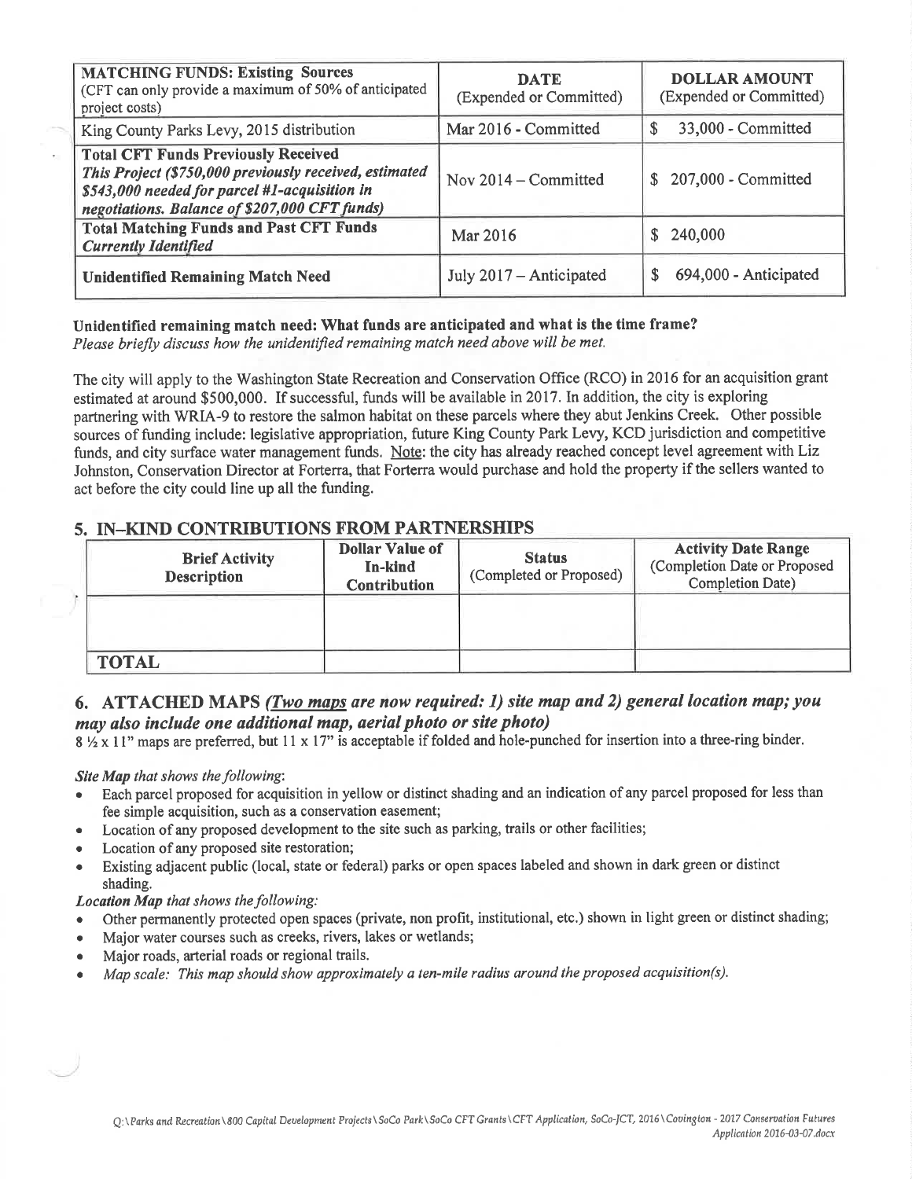| **MATCHING FUNDS: Existing Sources** (CFT can only provide a maximum of 50% of anticipated project costs) | **DATE** (Expended or Committed) | **DOLLAR AMOUNT** (Expended or Committed) |
|---|---|---|
| King County Parks Levy, 2015 distribution | Mar 2016 - Committed | $ 33,000 - Committed |
| **Total CFT Funds Previously Received** ***This Project ($750,000 previously received, estimated $543,000 needed for parcel #1-acquisition in negotiations. Balance of $207,000 CFT funds)*** | Nov 2014 – Committed | $ 207,000 - Committed |
| **Total Matching Funds and Past CFT Funds** ***Currently Identified*** | Mar 2016 | $ 240,000 |
| **Unidentified Remaining Match Need** | July 2017 – Anticipated | $ 694,000 - Anticipated |

**Unidentified remaining match need: What funds are anticipated and what is the time frame?**
*Please briefly discuss how the unidentified remaining match need above will be met.*

The city will apply to the Washington State Recreation and Conservation Office (RCO) in 2016 for an acquisition grant estimated at around $500,000. If successful, funds will be available in 2017. In addition, the city is exploring partnering with WRIA-9 to restore the salmon habitat on these parcels where they abut Jenkins Creek. Other possible sources of funding include: legislative appropriation, future King County Park Levy, KCD jurisdiction and competitive funds, and city surface water management funds. Note: the city has already reached concept level agreement with Liz Johnston, Conservation Director at Forterra, that Forterra would purchase and hold the property if the sellers wanted to act before the city could line up all the funding.

## 5. IN–KIND CONTRIBUTIONS FROM PARTNERSHIPS

| Brief Activity Description | Dollar Value of In-kind Contribution | Status (Completed or Proposed) | Activity Date Range (Completion Date or Proposed Completion Date) |
|---|---|---|---|
| | | | |
| **TOTAL** | | | |

## 6. ATTACHED MAPS *(Two maps are now required: 1) site map and 2) general location map; you may also include one additional map, aerial photo or site photo)*

8 ½ x 11" maps are preferred, but 11 x 17" is acceptable if folded and hole-punched for insertion into a three-ring binder.

***Site Map** that shows the following*:

- Each parcel proposed for acquisition in yellow or distinct shading and an indication of any parcel proposed for less than fee simple acquisition, such as a conservation easement;
- Location of any proposed development to the site such as parking, trails or other facilities;
- Location of any proposed site restoration;
- Existing adjacent public (local, state or federal) parks or open spaces labeled and shown in dark green or distinct shading.

***Location Map** that shows the following:*

- Other permanently protected open spaces (private, non profit, institutional, etc.) shown in light green or distinct shading;
- Major water courses such as creeks, rivers, lakes or wetlands;
- Major roads, arterial roads or regional trails.
- *Map scale: This map should show approximately a ten-mile radius around the proposed acquisition(s).*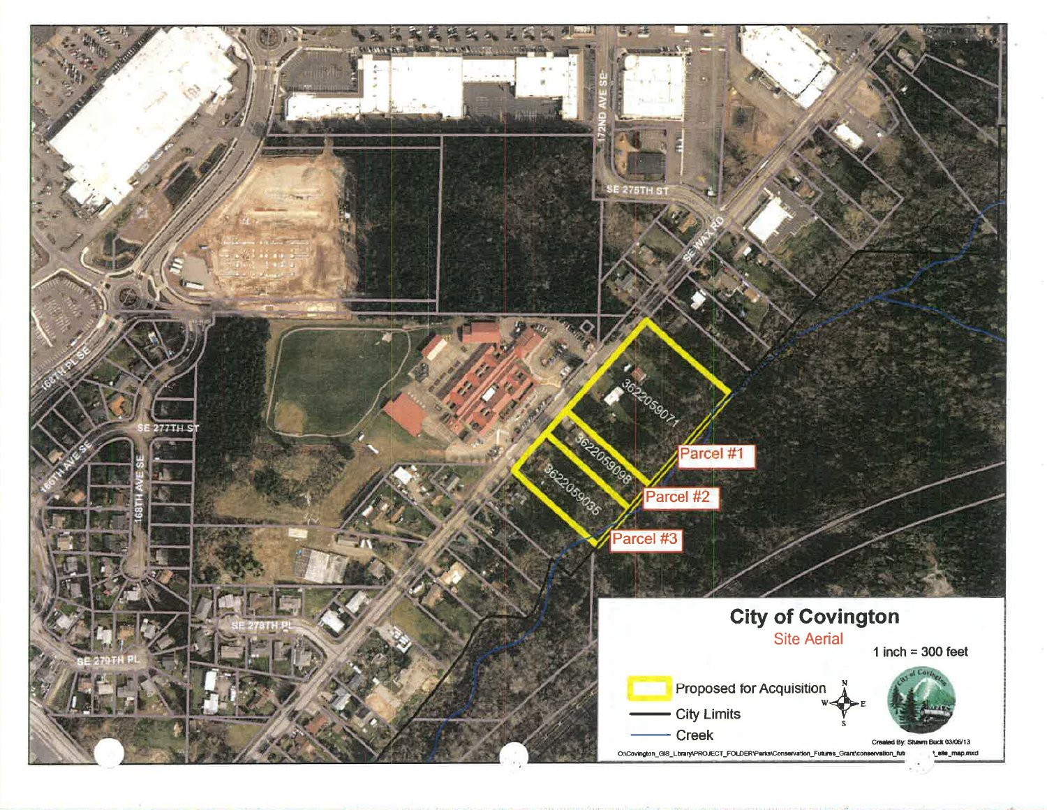# City of Covington

Site Aerial

1 inch = 300 feet

- Proposed for Acquisition
- City Limits
- Creek

Parcel #1 — 3622059071

Parcel #2 — 3622059098

Parcel #3 — 3622059035

SE 275TH ST

172ND AVE SE

SE WAX RD

168TH PL SE

SE 277TH ST

166TH AVE SE

168TH AVE SE

SE 278TH PL

SE 279TH PL

Created By: Shawn Buck 03/06/13

O:\Covington_GIS_Library\PROJECT_FOLDER\Parks\Conservation_Futures_Grant\conservation_fut... site_map.mxd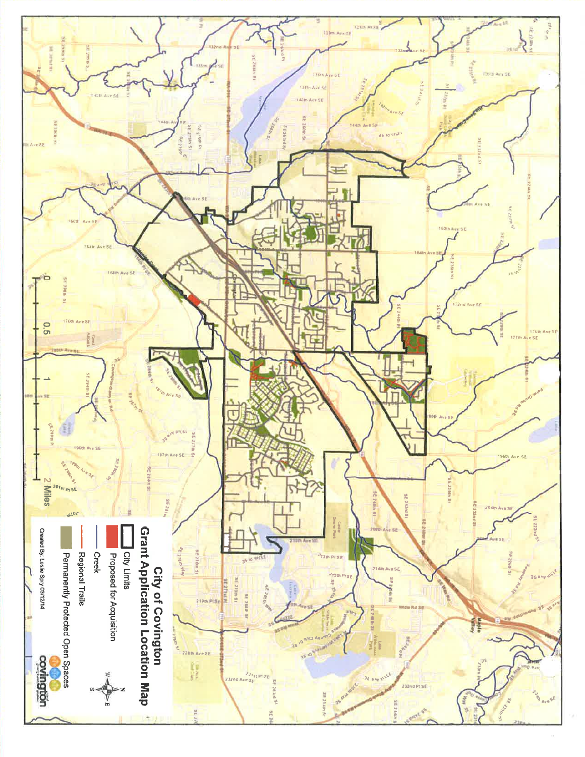# City of Covington
## Grant Application Location Map

- City Limits
- Proposed for Acquisition
- Creek
- Regional Trails
- Permanently Protected Open Spaces

0 0.5 1 2 Miles

Created By: Leslie Spry 03/12/14

covington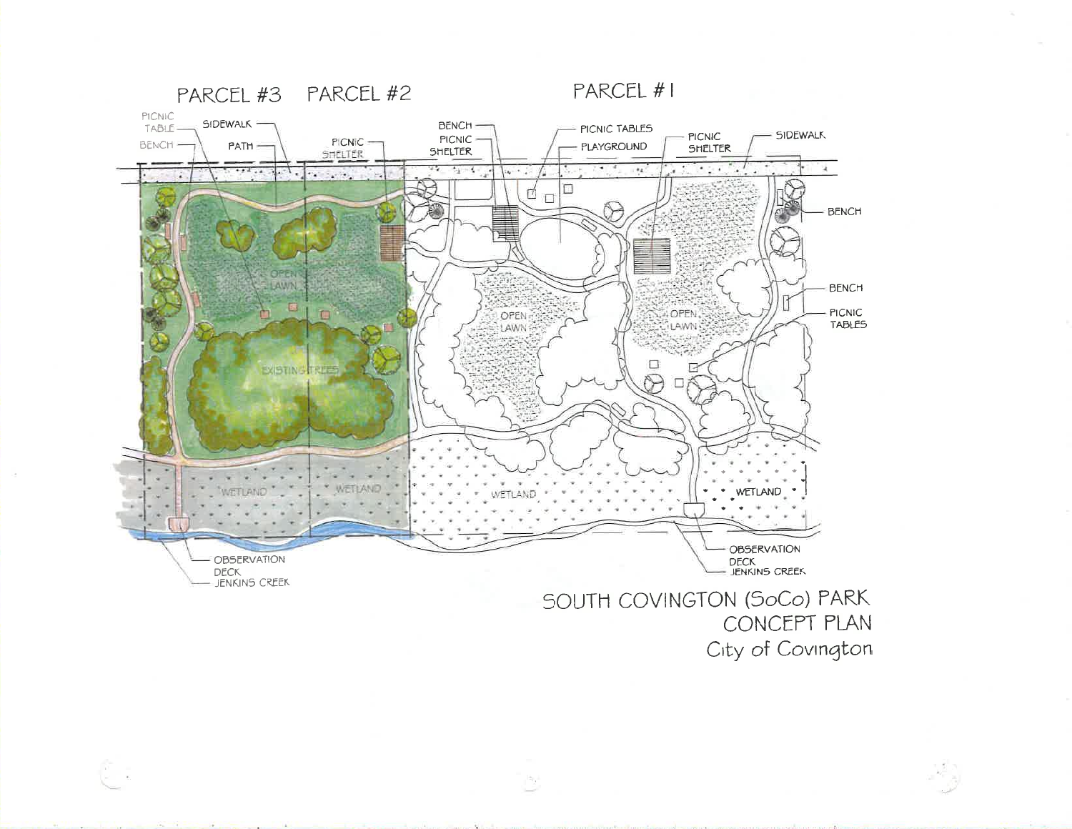PARCEL #3 PARCEL #2

PARCEL #1

PICNIC TABLE

BENCH

SIDEWALK

PATH

PICNIC SHELTER

BENCH

PICNIC SHELTER

PICNIC TABLES

PLAYGROUND

PICNIC SHELTER

SIDEWALK

BENCH

BENCH

PICNIC TABLES

OPEN LAWN

EXISTING TREES

OPEN LAWN

OPEN LAWN

WETLAND

WETLAND

WETLAND

WETLAND

OBSERVATION DECK

JENKINS CREEK

OBSERVATION DECK

JENKINS CREEK

SOUTH COVINGTON (SoCo) PARK
CONCEPT PLAN
City of Covington